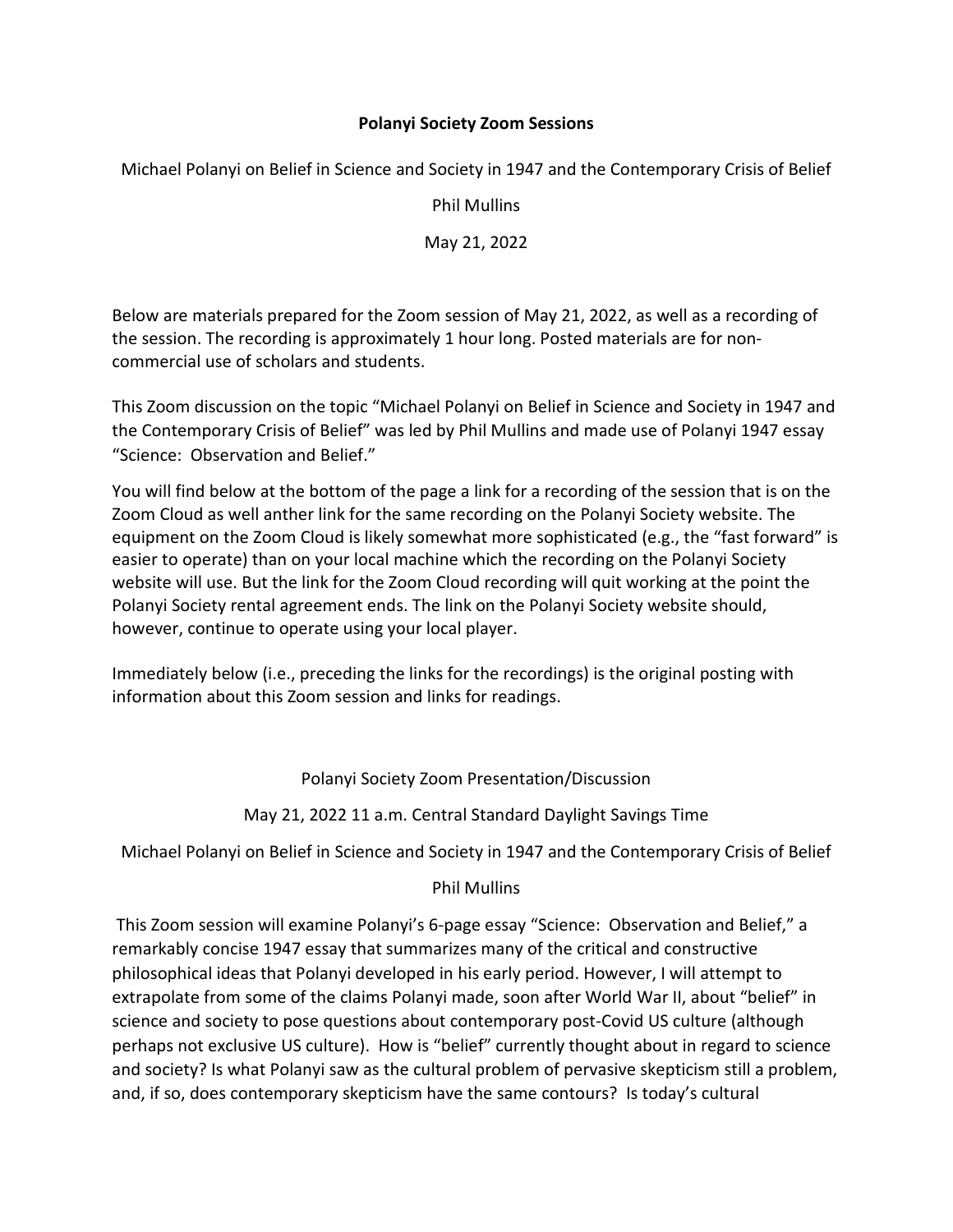# Polanyi Society Zoom Sessions

Michael Polanyi on Belief in Science and Society in 1947 and the Contemporary Crisis of Belief

Phil Mullins

May 21, 2022

Below are materials prepared for the Zoom session of May 21, 2022, as well as a recording of the session. The recording is approximately 1 hour long. Posted materials are for non-commercial use of scholars and students.

This Zoom discussion on the topic "Michael Polanyi on Belief in Science and Society in 1947 and the Contemporary Crisis of Belief" was led by Phil Mullins and made use of Polanyi 1947 essay "Science: Observation and Belief."

You will find below at the bottom of the page a link for a recording of the session that is on the Zoom Cloud as well anther link for the same recording on the Polanyi Society website. The equipment on the Zoom Cloud is likely somewhat more sophisticated (e.g., the "fast forward" is easier to operate) than on your local machine which the recording on the Polanyi Society website will use. But the link for the Zoom Cloud recording will quit working at the point the Polanyi Society rental agreement ends. The link on the Polanyi Society website should, however, continue to operate using your local player.

Immediately below (i.e., preceding the links for the recordings) is the original posting with information about this Zoom session and links for readings.

Polanyi Society Zoom Presentation/Discussion

May 21, 2022 11 a.m. Central Standard Daylight Savings Time

Michael Polanyi on Belief in Science and Society in 1947 and the Contemporary Crisis of Belief

Phil Mullins

This Zoom session will examine Polanyi's 6-page essay "Science: Observation and Belief," a remarkably concise 1947 essay that summarizes many of the critical and constructive philosophical ideas that Polanyi developed in his early period. However, I will attempt to extrapolate from some of the claims Polanyi made, soon after World War II, about "belief" in science and society to pose questions about contemporary post-Covid US culture (although perhaps not exclusive US culture). How is "belief" currently thought about in regard to science and society? Is what Polanyi saw as the cultural problem of pervasive skepticism still a problem, and, if so, does contemporary skepticism have the same contours? Is today's cultural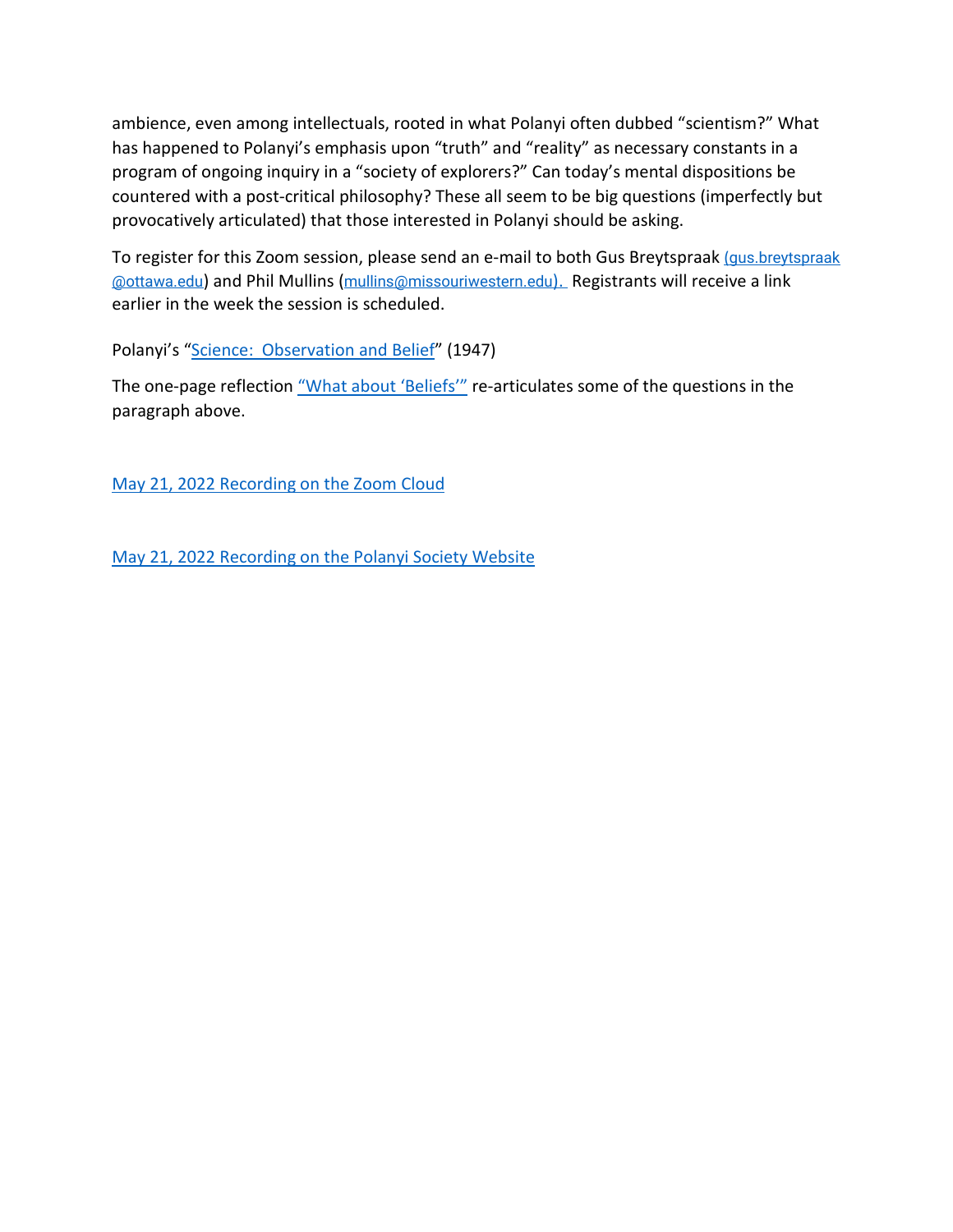ambience, even among intellectuals, rooted in what Polanyi often dubbed "scientism?" What has happened to Polanyi's emphasis upon "truth" and "reality" as necessary constants in a program of ongoing inquiry in a "society of explorers?" Can today's mental dispositions be countered with a post-critical philosophy? These all seem to be big questions (imperfectly but provocatively articulated) that those interested in Polanyi should be asking.

To register for this Zoom session, please send an e-mail to both Gus Breytspraak (gus.breytspraak @ottawa.edu) and Phil Mullins (mullins@missouriwestern.edu). Registrants will receive a link earlier in the week the session is scheduled.

Polanyi's "Science: Observation and Belief" (1947)

The one-page reflection "What about 'Beliefs'" re-articulates some of the questions in the paragraph above.

May 21, 2022 Recording on the Zoom Cloud

May 21, 2022 Recording on the Polanyi Society Website